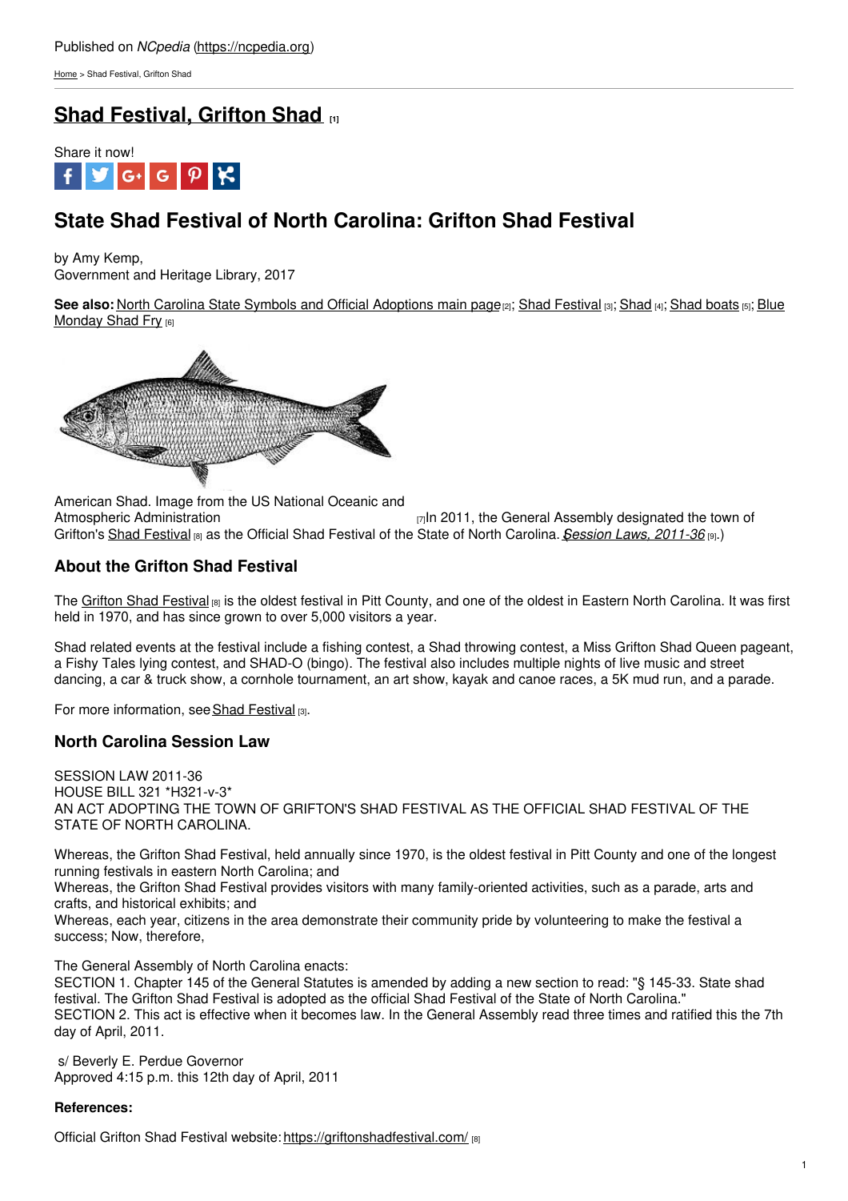Published on *NCpedia* (https://ncpedia.org)

Home > Shad Festival, Grifton Shad

# Shad Festival, Grifton Shad [1]

Share it now!

## State Shad Festival of North Carolina: Grifton Shad Festival

by Amy Kemp,
Government and Heritage Library, 2017

**See also:** North Carolina State Symbols and Official Adoptions main page [2]; Shad Festival [3]; Shad [4]; Shad boats [5]; Blue Monday Shad Fry [6]

American Shad. Image from the US National Oceanic and Atmospheric Administration [7]

In 2011, the General Assembly designated the town of Grifton's Shad Festival [8] as the Official Shad Festival of the State of North Carolina. (*Session Laws, 2011-36* [9].)

### About the Grifton Shad Festival

The Grifton Shad Festival [8] is the oldest festival in Pitt County, and one of the oldest in Eastern North Carolina. It was first held in 1970, and has since grown to over 5,000 visitors a year.

Shad related events at the festival include a fishing contest, a Shad throwing contest, a Miss Grifton Shad Queen pageant, a Fishy Tales lying contest, and SHAD-O (bingo). The festival also includes multiple nights of live music and street dancing, a car & truck show, a cornhole tournament, an art show, kayak and canoe races, a 5K mud run, and a parade.

For more information, see Shad Festival [3].

### North Carolina Session Law

SESSION LAW 2011-36
HOUSE BILL 321 *H321-v-3*
AN ACT ADOPTING THE TOWN OF GRIFTON'S SHAD FESTIVAL AS THE OFFICIAL SHAD FESTIVAL OF THE STATE OF NORTH CAROLINA.

Whereas, the Grifton Shad Festival, held annually since 1970, is the oldest festival in Pitt County and one of the longest running festivals in eastern North Carolina; and
Whereas, the Grifton Shad Festival provides visitors with many family-oriented activities, such as a parade, arts and crafts, and historical exhibits; and
Whereas, each year, citizens in the area demonstrate their community pride by volunteering to make the festival a success; Now, therefore,

The General Assembly of North Carolina enacts:
SECTION 1. Chapter 145 of the General Statutes is amended by adding a new section to read: "§ 145-33. State shad festival. The Grifton Shad Festival is adopted as the official Shad Festival of the State of North Carolina."
SECTION 2. This act is effective when it becomes law. In the General Assembly read three times and ratified this the 7th day of April, 2011.

s/ Beverly E. Perdue Governor
Approved 4:15 p.m. this 12th day of April, 2011

**References:**

Official Grifton Shad Festival website: https://griftonshadfestival.com/ [8]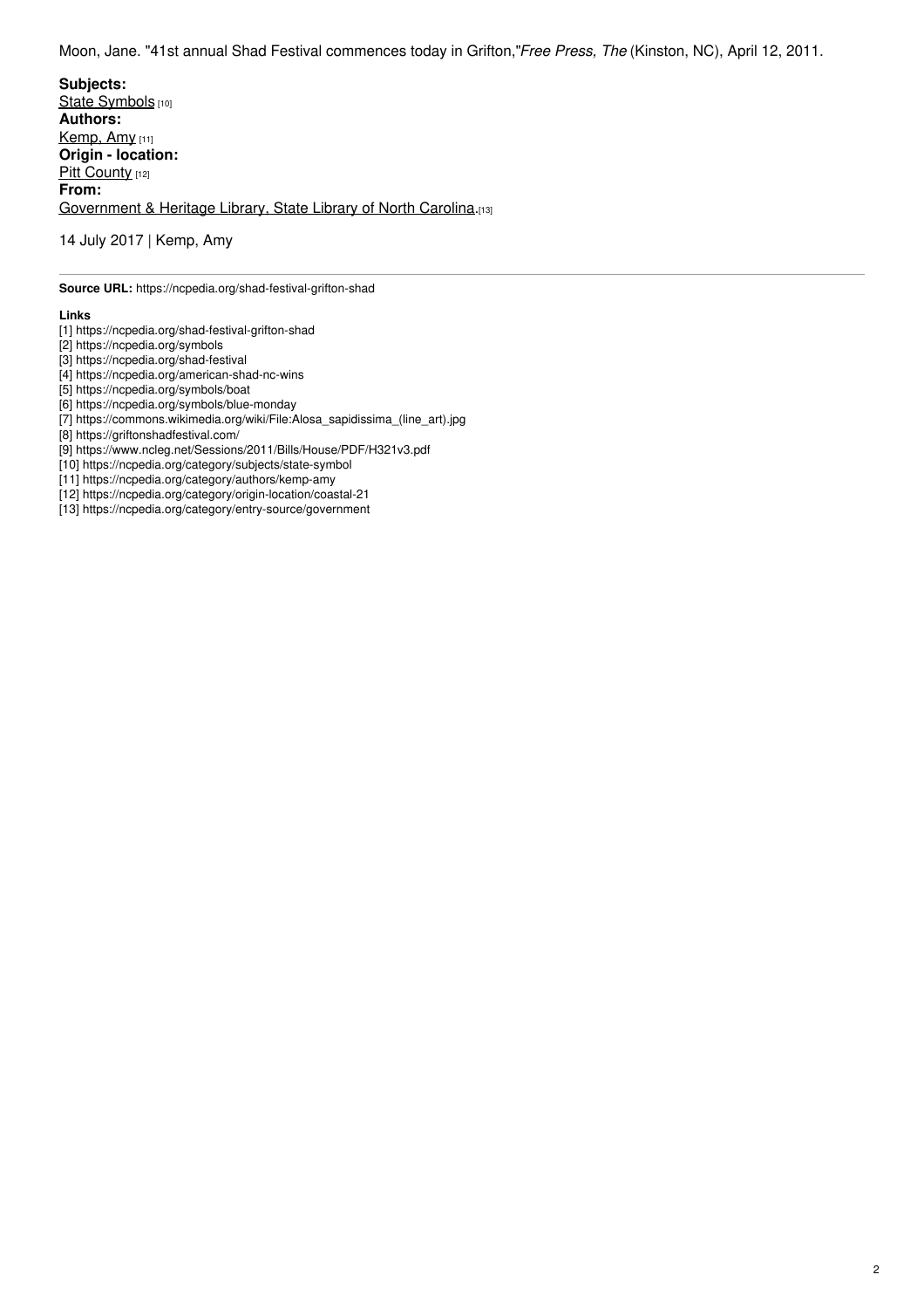Moon, Jane. "41st annual Shad Festival commences today in Grifton,"*Free Press, The* (Kinston, NC), April 12, 2011.

**Subjects:**
State Symbols [10]
**Authors:**
Kemp, Amy [11]
**Origin - location:**
Pitt County [12]
**From:**
Government & Heritage Library, State Library of North Carolina.[13]

14 July 2017 | Kemp, Amy

**Source URL:** https://ncpedia.org/shad-festival-grifton-shad

**Links**

[1] https://ncpedia.org/shad-festival-grifton-shad
[2] https://ncpedia.org/symbols
[3] https://ncpedia.org/shad-festival
[4] https://ncpedia.org/american-shad-nc-wins
[5] https://ncpedia.org/symbols/boat
[6] https://ncpedia.org/symbols/blue-monday
[7] https://commons.wikimedia.org/wiki/File:Alosa_sapidissima_(line_art).jpg
[8] https://griftonshadfestival.com/
[9] https://www.ncleg.net/Sessions/2011/Bills/House/PDF/H321v3.pdf
[10] https://ncpedia.org/category/subjects/state-symbol
[11] https://ncpedia.org/category/authors/kemp-amy
[12] https://ncpedia.org/category/origin-location/coastal-21
[13] https://ncpedia.org/category/entry-source/government